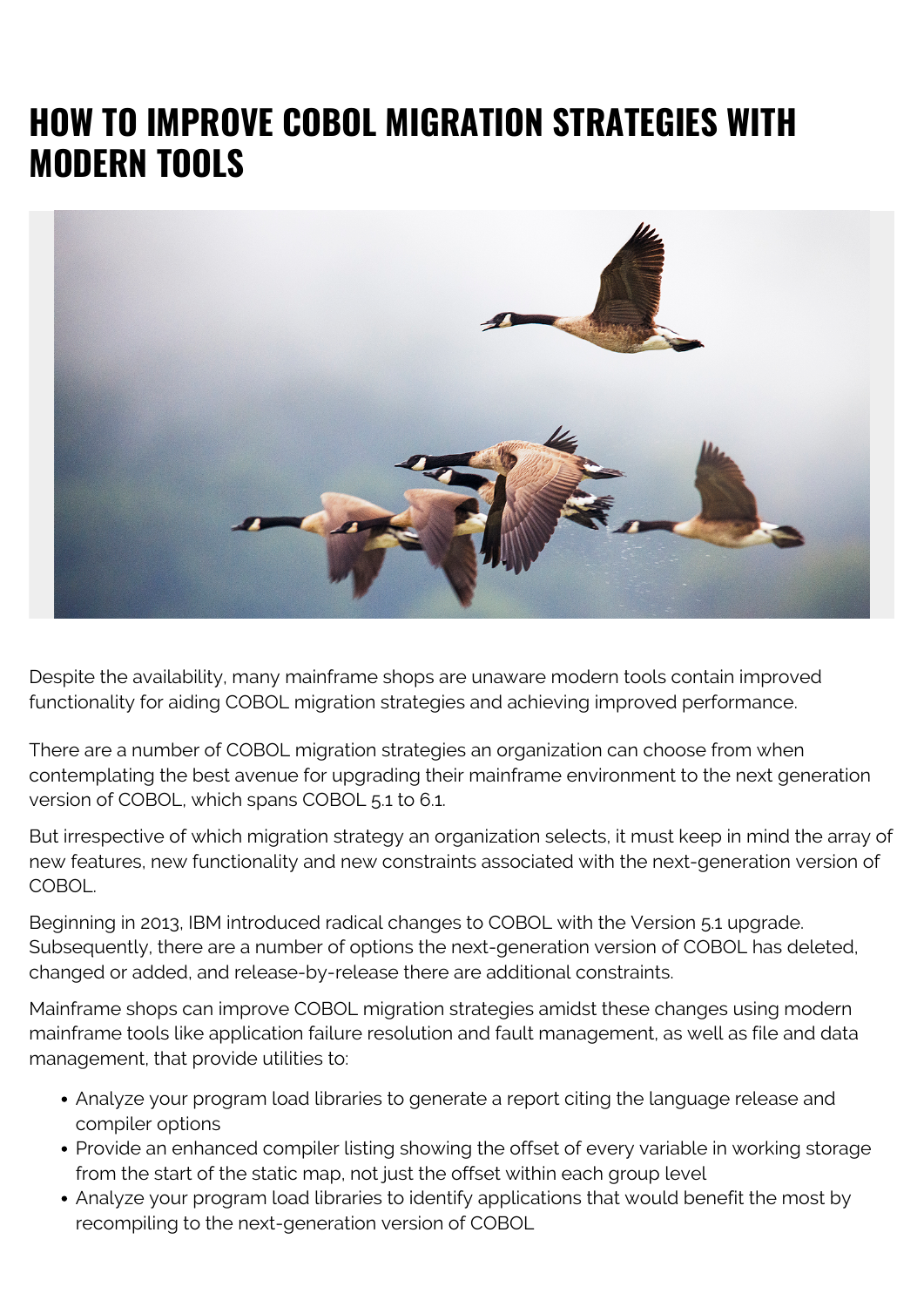# HOW TO IMPROVE COBOL MIGRATION STRATEGIES WITH MODERN TOOLS

Despite the availability, many mainframe shops are unaware modern tools contain improved functionality for aiding COBOL migration strategies and achieving improved performance.

There are a number of COBOL migration strategies an organization can choose from when contemplating the best avenue for upgrading their mainframe environment to the next generation version of COBOL, which spans COBOL 5.1 to 6.1.

But irrespective of which migration strategy an organization selects, it must keep in mind the array of new features, new functionality and new constraints associated with the next-generation version of COBOL.

Beginning in 2013, IBM introduced radical changes to COBOL with the Version 5.1 upgrade. Subsequently, there are a number of options the next-generation version of COBOL has deleted, changed or added, and release-by-release there are additional constraints.

Mainframe shops can improve COBOL migration strategies amidst these changes using modern mainframe tools like application failure resolution and fault management, as well as file and data management, that provide utilities to:

- Analyze your program load libraries to generate a report citing the language release and compiler options
- Provide an enhanced compiler listing showing the offset of every variable in working storage from the start of the static map, not just the offset within each group level
- Analyze your program load libraries to identify applications that would benefit the most by recompiling to the next-generation version of COBOL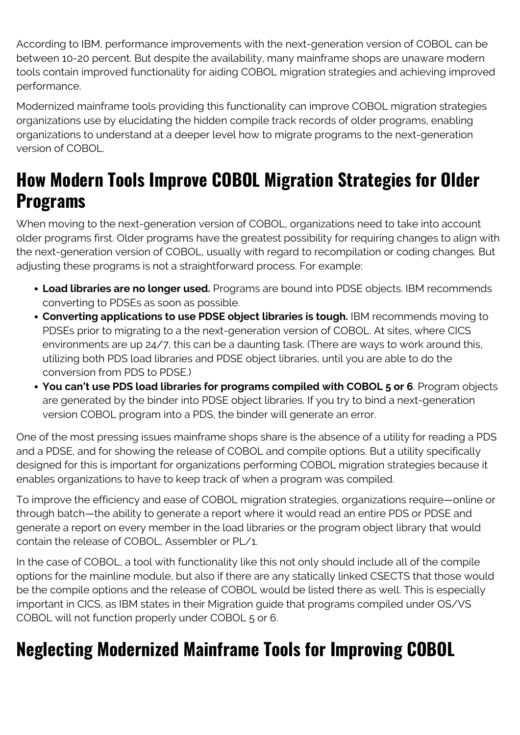According to IBM, performance improvements with the next-generation version of COBOL can be between 10-20 percent. But despite the availability, many mainframe shops are unaware modern tools contain improved functionality for aiding COBOL migration strategies and achieving improved performance.

Modernized mainframe tools providing this functionality can improve COBOL migration strategies organizations use by elucidating the hidden compile track records of older programs, enabling organizations to understand at a deeper level how to migrate programs to the next-generation version of COBOL.

## How Modern Tools Improve COBOL Migration Strategies for Older Programs

When moving to the next-generation version of COBOL, organizations need to take into account older programs first. Older programs have the greatest possibility for requiring changes to align with the next-generation version of COBOL, usually with regard to recompilation or coding changes. But adjusting these programs is not a straightforward process. For example:

- **Load libraries are no longer used.** Programs are bound into PDSE objects. IBM recommends converting to PDSEs as soon as possible.
- **Converting applications to use PDSE object libraries is tough.** IBM recommends moving to PDSEs prior to migrating to a the next-generation version of COBOL. At sites, where CICS environments are up 24/7, this can be a daunting task. (There are ways to work around this, utilizing both PDS load libraries and PDSE object libraries, until you are able to do the conversion from PDS to PDSE.)
- **You can't use PDS load libraries for programs compiled with COBOL 5 or 6**. Program objects are generated by the binder into PDSE object libraries. If you try to bind a next-generation version COBOL program into a PDS, the binder will generate an error.

One of the most pressing issues mainframe shops share is the absence of a utility for reading a PDS and a PDSE, and for showing the release of COBOL and compile options. But a utility specifically designed for this is important for organizations performing COBOL migration strategies because it enables organizations to have to keep track of when a program was compiled.

To improve the efficiency and ease of COBOL migration strategies, organizations require—online or through batch—the ability to generate a report where it would read an entire PDS or PDSE and generate a report on every member in the load libraries or the program object library that would contain the release of COBOL, Assembler or PL/1.

In the case of COBOL, a tool with functionality like this not only should include all of the compile options for the mainline module, but also if there are any statically linked CSECTS that those would be the compile options and the release of COBOL would be listed there as well. This is especially important in CICS, as IBM states in their Migration guide that programs compiled under OS/VS COBOL will not function properly under COBOL 5 or 6.

## Neglecting Modernized Mainframe Tools for Improving COBOL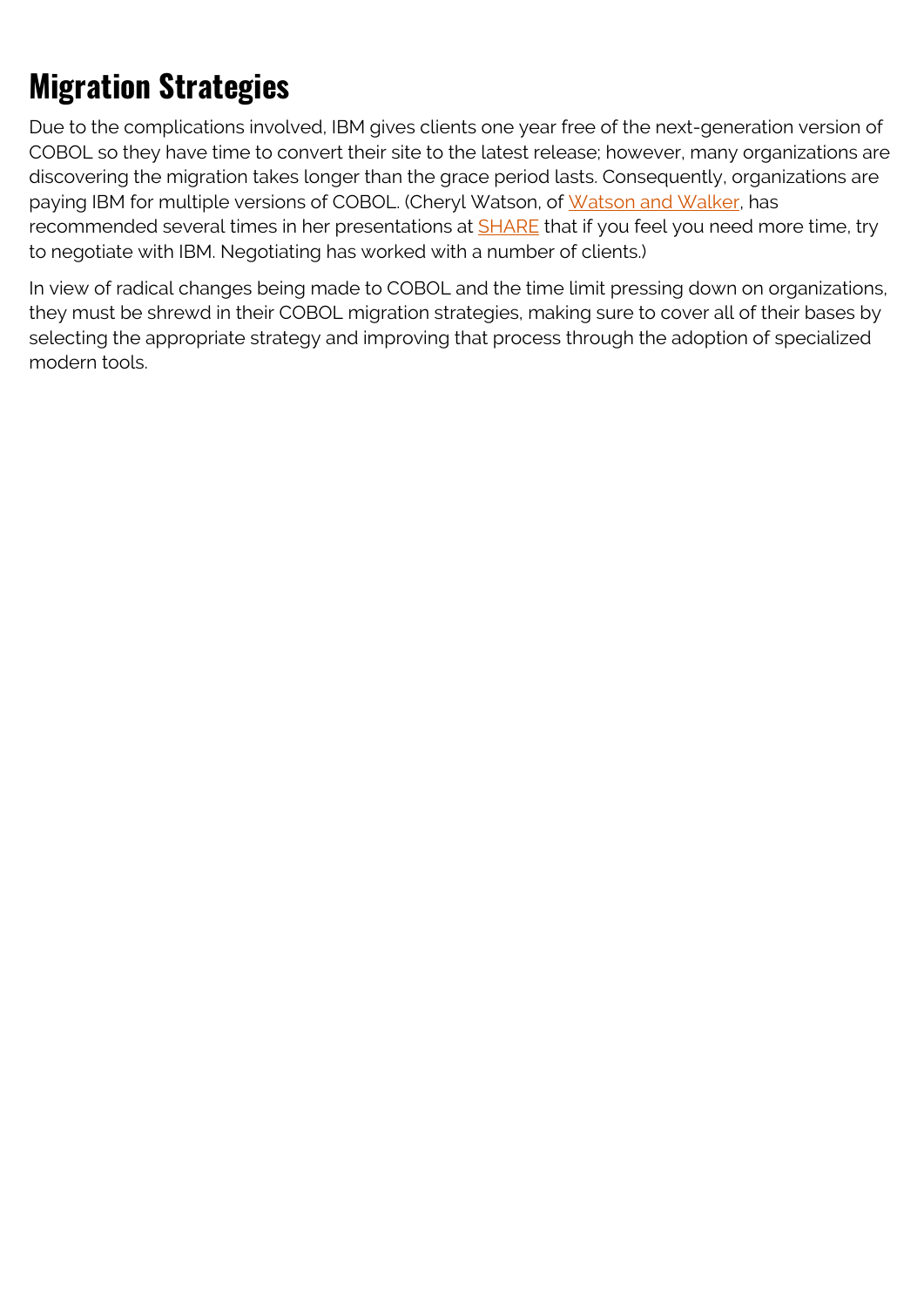## Migration Strategies

Due to the complications involved, IBM gives clients one year free of the next-generation version of COBOL so they have time to convert their site to the latest release; however, many organizations are discovering the migration takes longer than the grace period lasts. Consequently, organizations are paying IBM for multiple versions of COBOL. (Cheryl Watson, of Watson and Walker, has recommended several times in her presentations at SHARE that if you feel you need more time, try to negotiate with IBM. Negotiating has worked with a number of clients.)

In view of radical changes being made to COBOL and the time limit pressing down on organizations, they must be shrewd in their COBOL migration strategies, making sure to cover all of their bases by selecting the appropriate strategy and improving that process through the adoption of specialized modern tools.